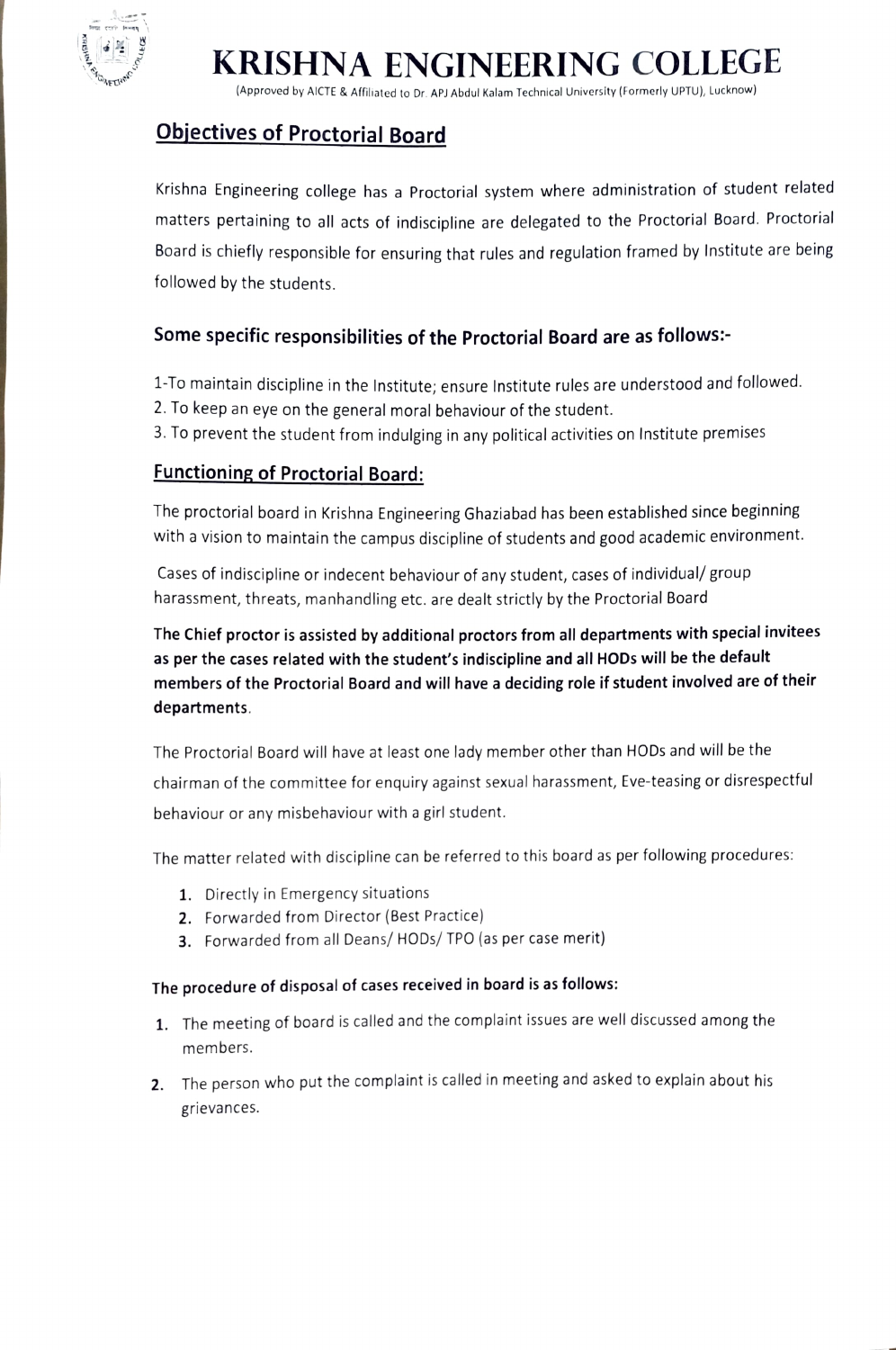# KRISHNA ENGINEERING COLLEGE

(Approved by AICTE & Affiliated to Dr. APJ Abdul Kalam Technical University (Formerly UPTU), Lucknow)

## Objectives of Proctorial Board

Krishna Engineering college has a Proctorial system where administration of student related matters pertaining to all acts of indiscipline are delegated to the Proctorial Board. Proctorial Board is chiefly responsible for ensuring that rules and regulation framed by Institute are being followed by the students.

### Some specific responsibilities of the Proctorial Board are as follows:-

1-To maintain discipline in the Institute; ensure Institute rules are understood and followed.
2. To keep an eye on the general moral behaviour of the student.
3. To prevent the student from indulging in any political activities on Institute premises

## Functioning of Proctorial Board:

The proctorial board in Krishna Engineering Ghaziabad has been established since beginning with a vision to maintain the campus discipline of students and good academic environment.

Cases of indiscipline or indecent behaviour of any student, cases of individual/ group harassment, threats, manhandling etc. are dealt strictly by the Proctorial Board

**The Chief proctor is assisted by additional proctors from all departments with special invitees as per the cases related with the student's indiscipline and all HODs will be the default members of the Proctorial Board and will have a deciding role if student involved are of their departments.**

The Proctorial Board will have at least one lady member other than HODs and will be the chairman of the committee for enquiry against sexual harassment, Eve-teasing or disrespectful behaviour or any misbehaviour with a girl student.

The matter related with discipline can be referred to this board as per following procedures:

1. Directly in Emergency situations
2. Forwarded from Director (Best Practice)
3. Forwarded from all Deans/ HODs/ TPO (as per case merit)

### The procedure of disposal of cases received in board is as follows:

1. The meeting of board is called and the complaint issues are well discussed among the members.
2. The person who put the complaint is called in meeting and asked to explain about his grievances.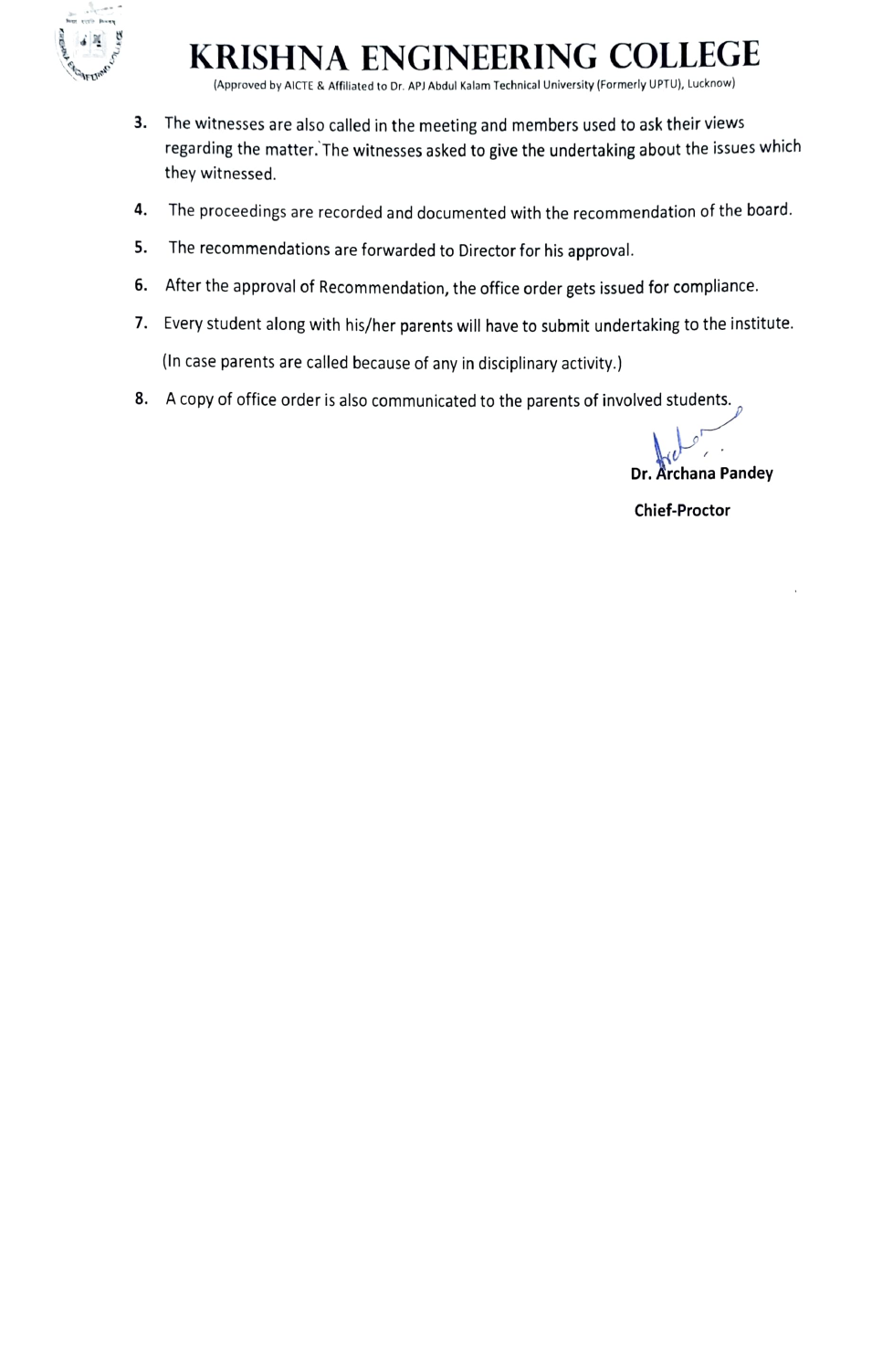3. The witnesses are also called in the meeting and members used to ask their views regarding the matter. The witnesses asked to give the undertaking about the issues which they witnessed.
4. The proceedings are recorded and documented with the recommendation of the board.
5. The recommendations are forwarded to Director for his approval.
6. After the approval of Recommendation, the office order gets issued for compliance.
7. Every student along with his/her parents will have to submit undertaking to the institute.

   (In case parents are called because of any in disciplinary activity.)
8. A copy of office order is also communicated to the parents of involved students.

**Dr. Archana Pandey**

**Chief-Proctor**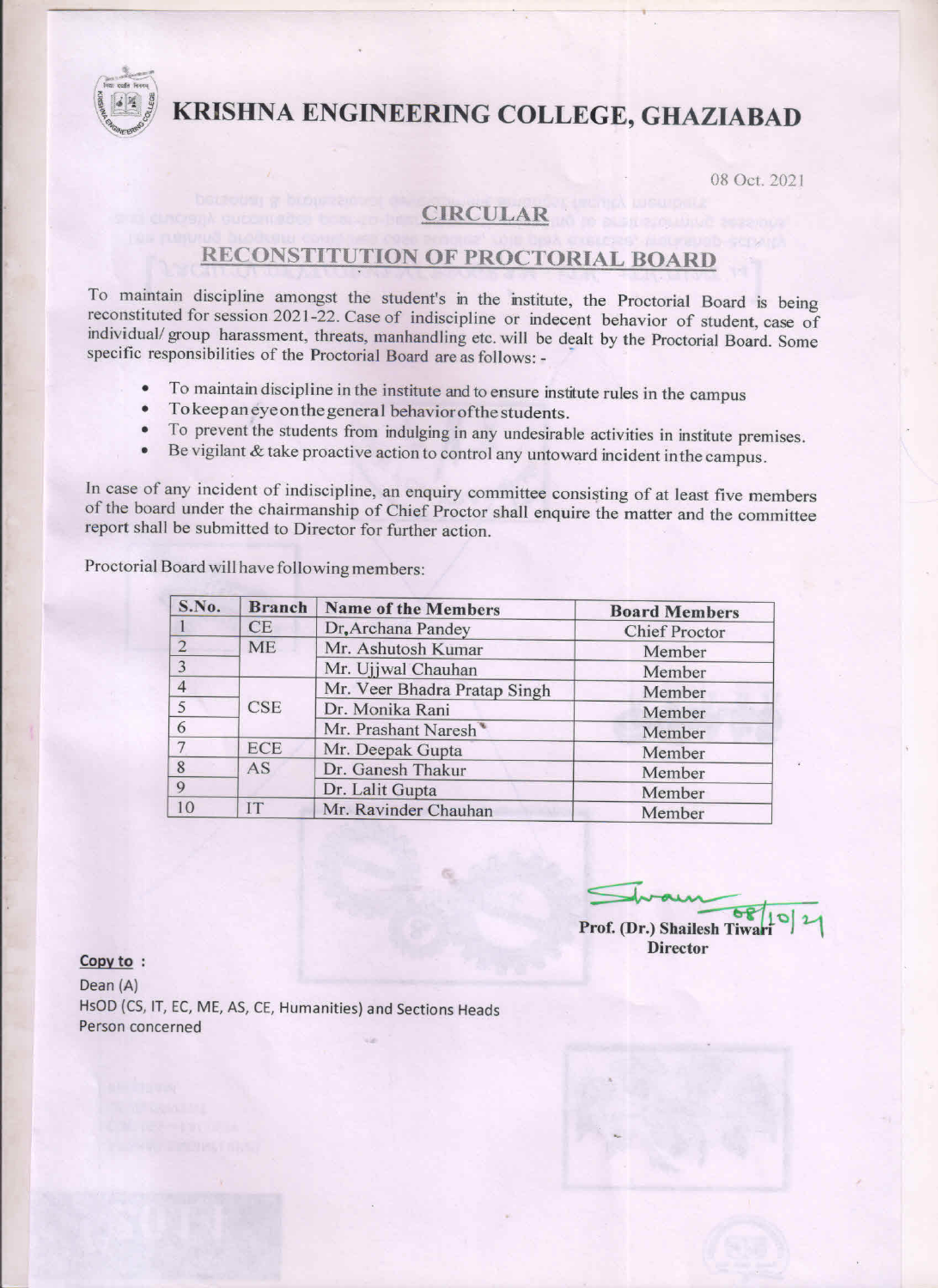# KRISHNA ENGINEERING COLLEGE, GHAZIABAD

08 Oct. 2021

## CIRCULAR

## RECONSTITUTION OF PROCTORIAL BOARD

To maintain discipline amongst the student's in the institute, the Proctorial Board is being reconstituted for session 2021-22. Case of indiscipline or indecent behavior of student, case of individual/ group harassment, threats, manhandling etc. will be dealt by the Proctorial Board. Some specific responsibilities of the Proctorial Board are as follows: -

- To maintain discipline in the institute and to ensure institute rules in the campus
- To keep an eye on the general behavior of the students.
- To prevent the students from indulging in any undesirable activities in institute premises.
- Be vigilant & take proactive action to control any untoward incident in the campus.

In case of any incident of indiscipline, an enquiry committee consisting of at least five members of the board under the chairmanship of Chief Proctor shall enquire the matter and the committee report shall be submitted to Director for further action.

Proctorial Board will have following members:

| S.No. | Branch | Name of the Members | Board Members |
|---|---|---|---|
| 1 | CE | Dr, Archana Pandey | Chief Proctor |
| 2 | ME | Mr. Ashutosh Kumar | Member |
| 3 | | Mr. Ujjwal Chauhan | Member |
| 4 | CSE | Mr. Veer Bhadra Pratap Singh | Member |
| 5 | | Dr. Monika Rani | Member |
| 6 | | Mr. Prashant Naresh | Member |
| 7 | ECE | Mr. Deepak Gupta | Member |
| 8 | AS | Dr. Ganesh Thakur | Member |
| 9 | | Dr. Lalit Gupta | Member |
| 10 | IT | Mr. Ravinder Chauhan | Member |

08/10/21

**Prof. (Dr.) Shailesh Tiwari**
**Director**

**Copy to :**

Dean (A)
HsOD (CS, IT, EC, ME, AS, CE, Humanities) and Sections Heads
Person concerned